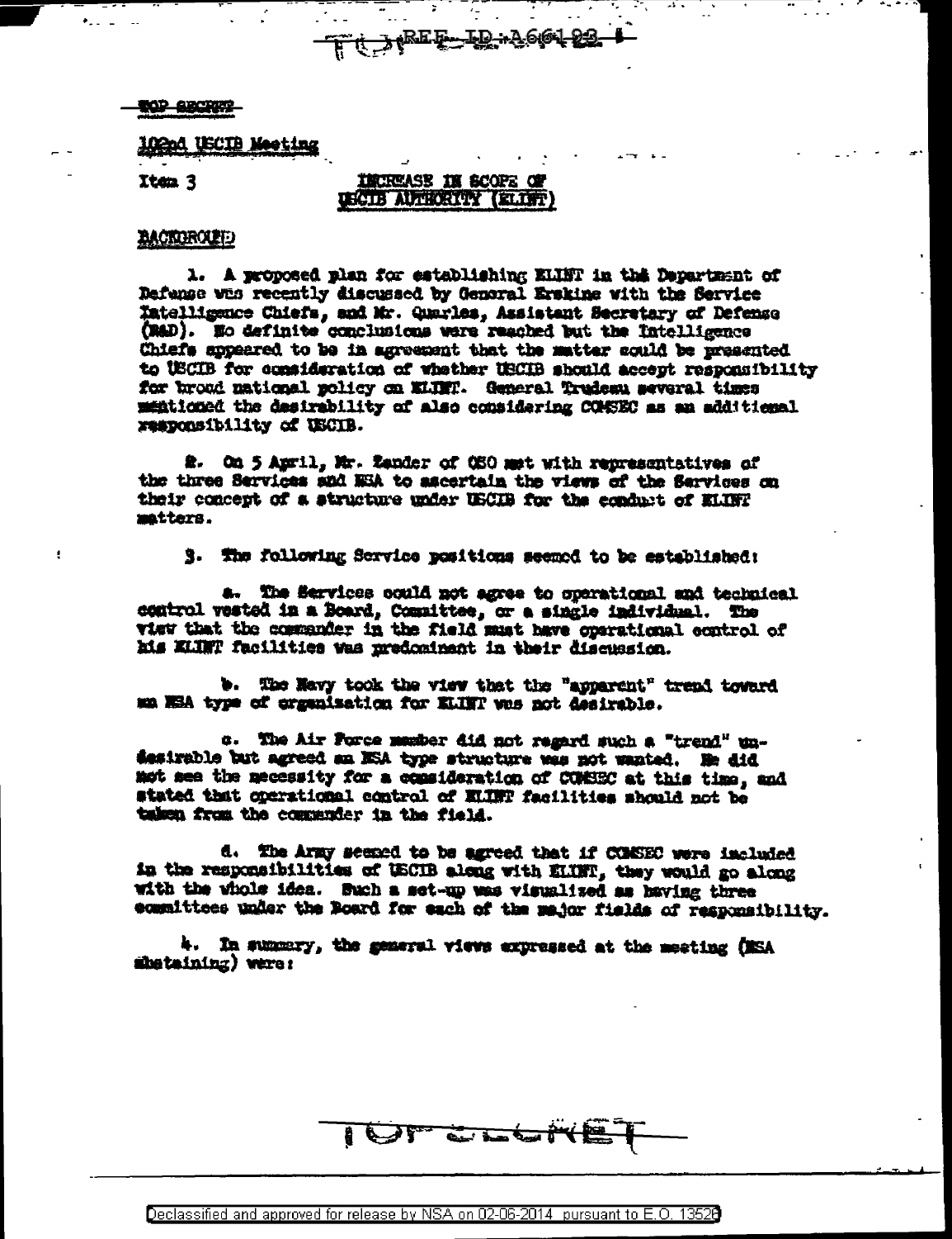REF ID:A66193

TOP SECRET

102nd USCIB Meeting

Item 3

## INCREASE IN SCOPE OF USCIB AUTHORITY (ELINT)

### BACKGROUND

1. A proposed plan for establishing ELINT in the Department of Defense was recently discussed by General Erskine with the Service Intelligence Chiefs, and Mr. Quarles, Assistant Secretary of Defense (R&D). No definite conclusions were reached but the Intelligence Chiefs appeared to be in agreement that the matter could be presented to USCIB for consideration of whether USCIB should accept responsibility for broad national policy on ELINT. General Trudeau several times mentioned the desirability of also considering COMSEC as an additional responsibility of USCIB.

2. On 5 April, Mr. Zander of OSO met with representatives of the three Services and NSA to ascertain the views of the Services on their concept of a structure under USCIB for the conduct of ELINT matters.

3. The following Service positions seemed to be established:

a. The Services could not agree to operational and technical control vested in a Board, Committee, or a single individual. The view that the commander in the field must have operational control of his ELINT facilities was predominant in their discussion.

b. The Navy took the view that the "apparent" trend toward an NSA type of organization for ELINT was not desirable.

c. The Air Force member did not regard such a "trend" undesirable but agreed an NSA type structure was not wanted. He did not see the necessity for a consideration of COMSEC at this time, and stated that operational control of ELINT facilities should not be taken from the commander in the field.

d. The Army seemed to be agreed that if COMSEC were included in the responsibilities of USCIB along with ELINT, they would go along with the whole idea. Such a set-up was visualized as having three committees under the Board for each of the major fields of responsibility.

4. In summary, the general views expressed at the meeting (NSA abstaining) were:

TOP SECRET

Declassified and approved for release by NSA on 02-06-2014 pursuant to E.O. 13526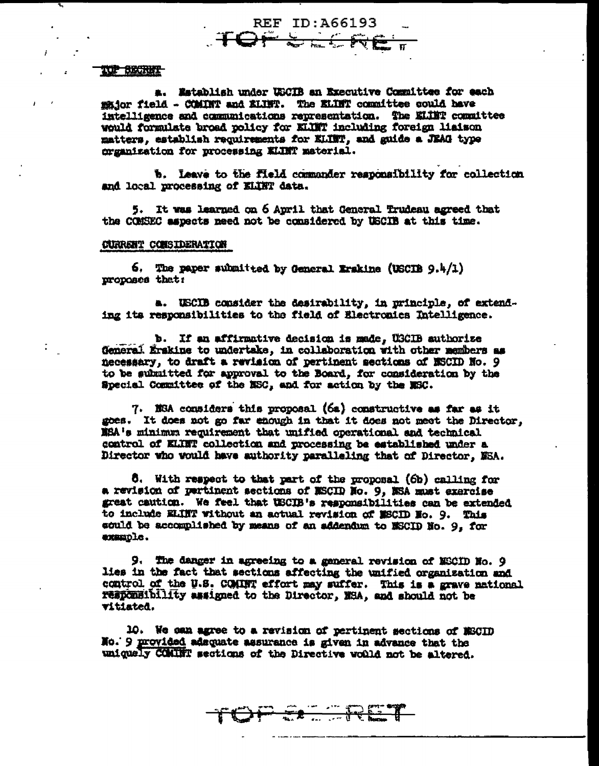TOP SECRET

a. Establish under USCIB an Executive Committee for each major field - COMINT and ELINT. The ELINT committee could have intelligence and communications representation. The ELINT committee would formulate broad policy for ELINT including foreign liaison matters, establish requirements for ELINT, and guide a JEAG type organization for processing ELINT material.

b. Leave to the field commander responsibility for collection and local processing of ELINT data.

5. It was learned on 6 April that General Trudeau agreed that the COMSEC aspects need not be considered by USCIB at this time.

CURRENT CONSIDERATION

6. The paper submitted by General Erskine (USCIB 9.4/1) proposes that:

a. USCIB consider the desirability, in principle, of extending its responsibilities to the field of Electronics Intelligence.

b. If an affirmative decision is made, USCIB authorize General Erskine to undertake, in collaboration with other members as necessary, to draft a revision of pertinent sections of NSCID No. 9 to be submitted for approval to the Board, for consideration by the Special Committee of the NSC, and for action by the NSC.

7. NSA considers this proposal (6a) constructive as far as it goes. It does not go far enough in that it does not meet the Director, NSA's minimum requirement that unified operational and technical control of ELINT collection and processing be established under a Director who would have authority paralleling that of Director, NSA.

8. With respect to that part of the proposal (6b) calling for a revision of pertinent sections of NSCID No. 9, NSA must exercise great caution. We feel that USCIB's responsibilities can be extended to include ELINT without an actual revision of NSCID No. 9. This could be accomplished by means of an addendum to NSCID No. 9, for example.

9. The danger in agreeing to a general revision of NSCID No. 9 lies in the fact that sections affecting the unified organization and control of the U.S. COMINT effort may suffer. This is a grave national responsibility assigned to the Director, NSA, and should not be vitiated.

10. We can agree to a revision of pertinent sections of NSCID No. 9 provided adequate assurance is given in advance that the uniquely COMINT sections of the Directive would not be altered.

TOP SECRET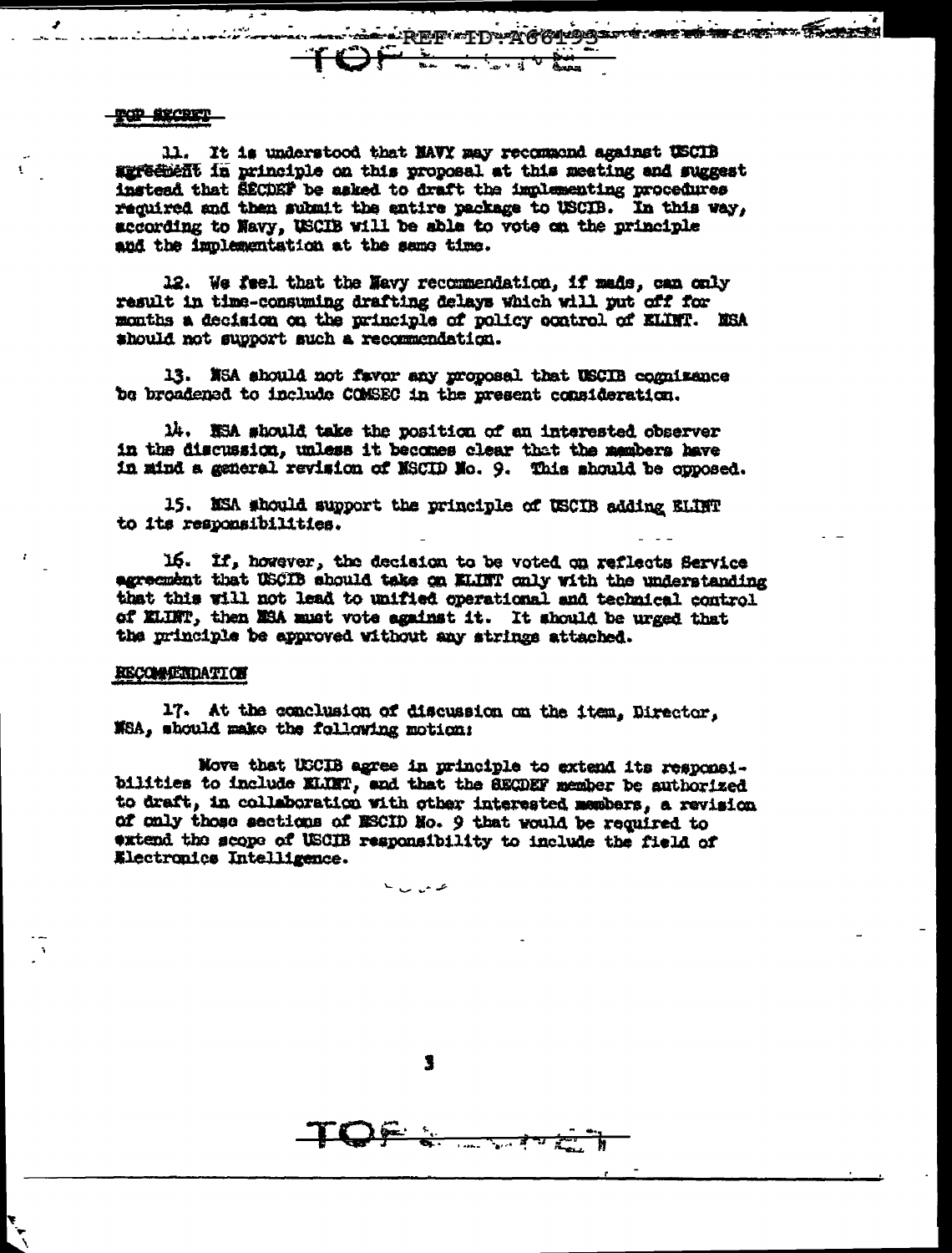TOP SECRET

11. It is understood that NAVY may recommend against USCIB agreement in principle on this proposal at this meeting and suggest instead that SECDEF be asked to draft the implementing procedures required and then submit the entire package to USCIB. In this way, according to Navy, USCIB will be able to vote on the principle and the implementation at the same time.

12. We feel that the Navy recommendation, if made, can only result in time-consuming drafting delays which will put off for months a decision on the principle of policy control of ELINT. NSA should not support such a recommendation.

13. NSA should not favor any proposal that USCIB cognizance be broadened to include COMSEC in the present consideration.

14. NSA should take the position of an interested observer in the discussion, unless it becomes clear that the members have in mind a general revision of NSCID No. 9. This should be opposed.

15. NSA should support the principle of USCIB adding ELINT to its responsibilities.

16. If, however, the decision to be voted on reflects Service agreement that USCIB should take on ELINT only with the understanding that this will not lead to unified operational and technical control of ELINT, then NSA must vote against it. It should be urged that the principle be approved without any strings attached.

## RECOMMENDATION

17. At the conclusion of discussion on the item, Director, NSA, should make the following motion:

Move that USCIB agree in principle to extend its responsibilities to include ELINT, and that the SECDEF member be authorized to draft, in collaboration with other interested members, a revision of only those sections of NSCID No. 9 that would be required to extend the scope of USCIB responsibility to include the field of Electronics Intelligence.